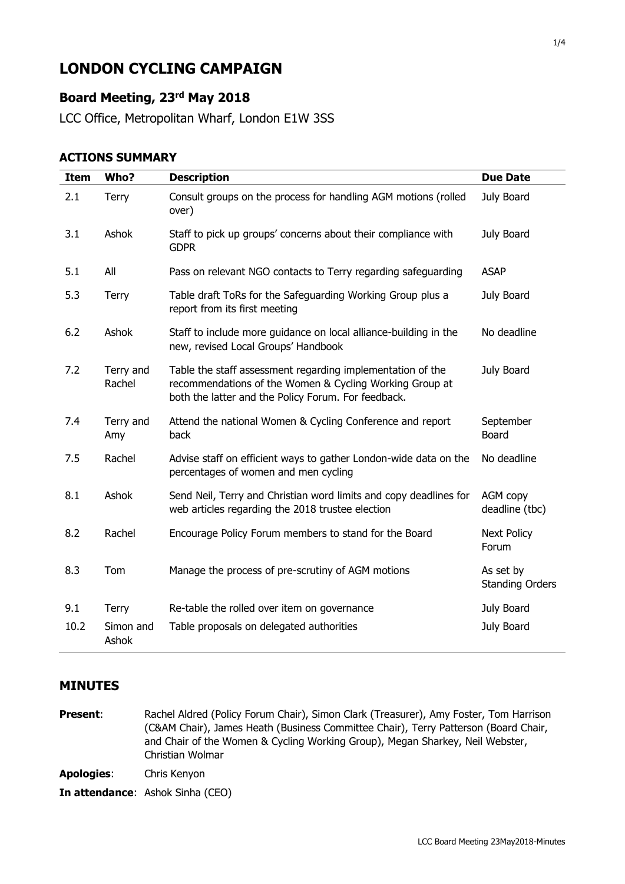# LONDON CYCLING CAMPAIGN

## Board Meeting, 23rd May 2018

LCC Office, Metropolitan Wharf, London E1W 3SS

### ACTIONS SUMMARY

| Item | Who? | Description | Due Date |
|---|---|---|---|
| 2.1 | Terry | Consult groups on the process for handling AGM motions (rolled over) | July Board |
| 3.1 | Ashok | Staff to pick up groups' concerns about their compliance with GDPR | July Board |
| 5.1 | All | Pass on relevant NGO contacts to Terry regarding safeguarding | ASAP |
| 5.3 | Terry | Table draft ToRs for the Safeguarding Working Group plus a report from its first meeting | July Board |
| 6.2 | Ashok | Staff to include more guidance on local alliance-building in the new, revised Local Groups' Handbook | No deadline |
| 7.2 | Terry and Rachel | Table the staff assessment regarding implementation of the recommendations of the Women & Cycling Working Group at both the latter and the Policy Forum. For feedback. | July Board |
| 7.4 | Terry and Amy | Attend the national Women & Cycling Conference and report back | September Board |
| 7.5 | Rachel | Advise staff on efficient ways to gather London-wide data on the percentages of women and men cycling | No deadline |
| 8.1 | Ashok | Send Neil, Terry and Christian word limits and copy deadlines for web articles regarding the 2018 trustee election | AGM copy deadline (tbc) |
| 8.2 | Rachel | Encourage Policy Forum members to stand for the Board | Next Policy Forum |
| 8.3 | Tom | Manage the process of pre-scrutiny of AGM motions | As set by Standing Orders |
| 9.1 | Terry | Re-table the rolled over item on governance | July Board |
| 10.2 | Simon and Ashok | Table proposals on delegated authorities | July Board |

## MINUTES

**Present**: Rachel Aldred (Policy Forum Chair), Simon Clark (Treasurer), Amy Foster, Tom Harrison (C&AM Chair), James Heath (Business Committee Chair), Terry Patterson (Board Chair, and Chair of the Women & Cycling Working Group), Megan Sharkey, Neil Webster, Christian Wolmar

**Apologies**: Chris Kenyon

**In attendance**: Ashok Sinha (CEO)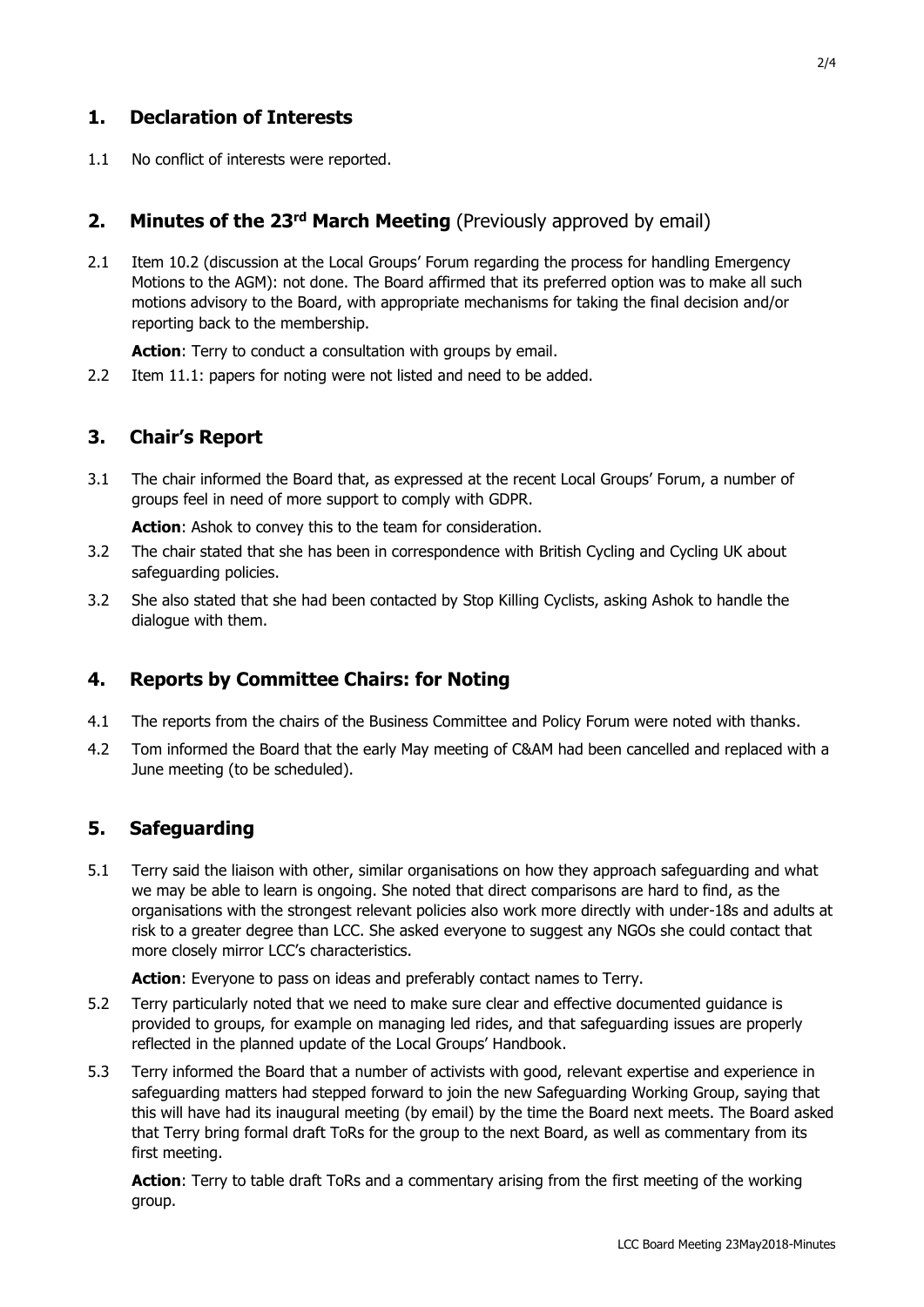## 1. Declaration of Interests

1.1 No conflict of interests were reported.

## 2. Minutes of the 23rd March Meeting (Previously approved by email)

2.1 Item 10.2 (discussion at the Local Groups' Forum regarding the process for handling Emergency Motions to the AGM): not done. The Board affirmed that its preferred option was to make all such motions advisory to the Board, with appropriate mechanisms for taking the final decision and/or reporting back to the membership.

**Action**: Terry to conduct a consultation with groups by email.

2.2 Item 11.1: papers for noting were not listed and need to be added.

## 3. Chair's Report

3.1 The chair informed the Board that, as expressed at the recent Local Groups' Forum, a number of groups feel in need of more support to comply with GDPR.

**Action**: Ashok to convey this to the team for consideration.

3.2 The chair stated that she has been in correspondence with British Cycling and Cycling UK about safeguarding policies.

3.2 She also stated that she had been contacted by Stop Killing Cyclists, asking Ashok to handle the dialogue with them.

## 4. Reports by Committee Chairs: for Noting

4.1 The reports from the chairs of the Business Committee and Policy Forum were noted with thanks.

4.2 Tom informed the Board that the early May meeting of C&AM had been cancelled and replaced with a June meeting (to be scheduled).

## 5. Safeguarding

5.1 Terry said the liaison with other, similar organisations on how they approach safeguarding and what we may be able to learn is ongoing. She noted that direct comparisons are hard to find, as the organisations with the strongest relevant policies also work more directly with under-18s and adults at risk to a greater degree than LCC. She asked everyone to suggest any NGOs she could contact that more closely mirror LCC's characteristics.

**Action**: Everyone to pass on ideas and preferably contact names to Terry.

5.2 Terry particularly noted that we need to make sure clear and effective documented guidance is provided to groups, for example on managing led rides, and that safeguarding issues are properly reflected in the planned update of the Local Groups' Handbook.

5.3 Terry informed the Board that a number of activists with good, relevant expertise and experience in safeguarding matters had stepped forward to join the new Safeguarding Working Group, saying that this will have had its inaugural meeting (by email) by the time the Board next meets. The Board asked that Terry bring formal draft ToRs for the group to the next Board, as well as commentary from its first meeting.

**Action**: Terry to table draft ToRs and a commentary arising from the first meeting of the working group.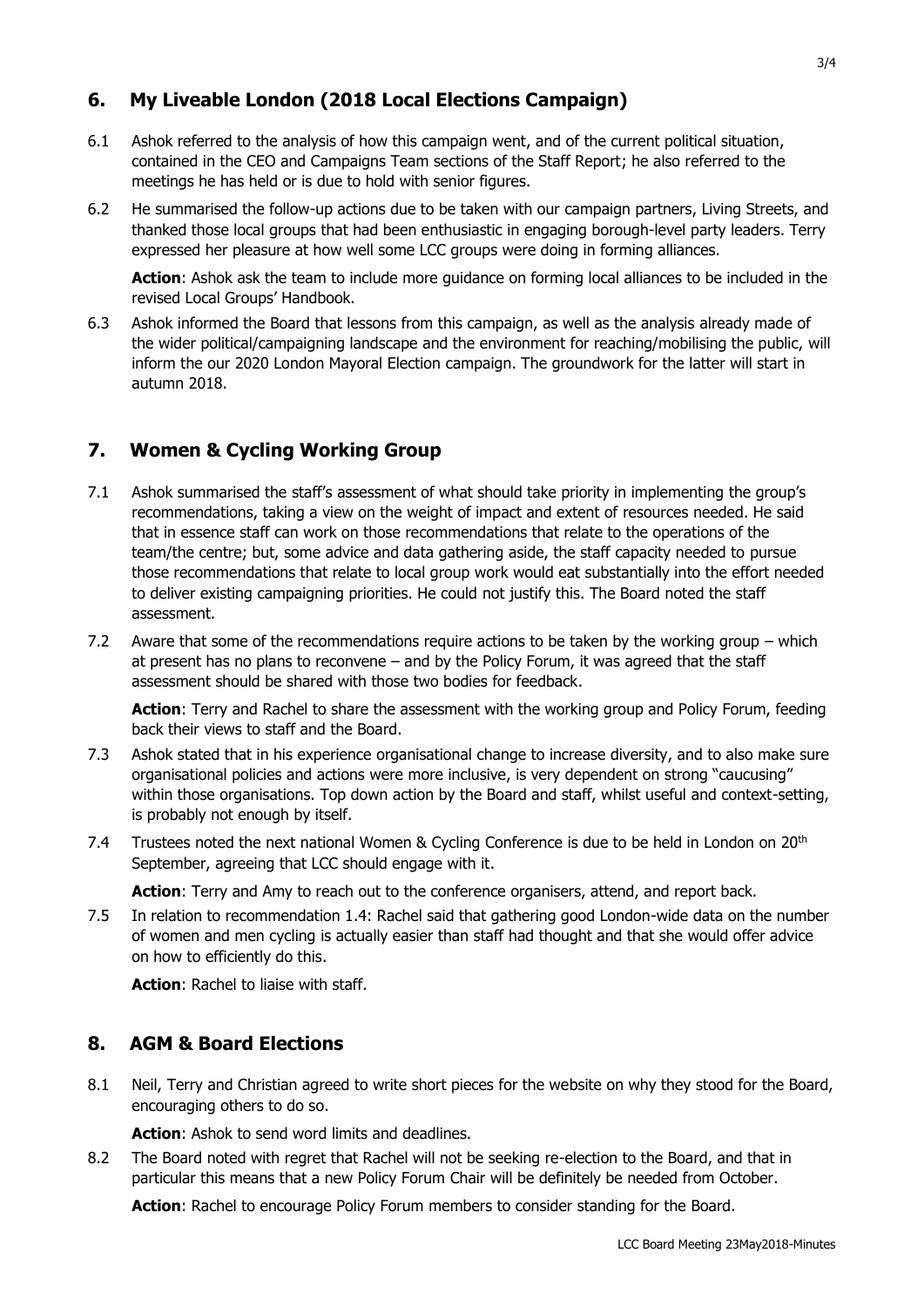## 6. My Liveable London (2018 Local Elections Campaign)

6.1 Ashok referred to the analysis of how this campaign went, and of the current political situation, contained in the CEO and Campaigns Team sections of the Staff Report; he also referred to the meetings he has held or is due to hold with senior figures.

6.2 He summarised the follow-up actions due to be taken with our campaign partners, Living Streets, and thanked those local groups that had been enthusiastic in engaging borough-level party leaders. Terry expressed her pleasure at how well some LCC groups were doing in forming alliances.

**Action**: Ashok ask the team to include more guidance on forming local alliances to be included in the revised Local Groups' Handbook.

6.3 Ashok informed the Board that lessons from this campaign, as well as the analysis already made of the wider political/campaigning landscape and the environment for reaching/mobilising the public, will inform the our 2020 London Mayoral Election campaign. The groundwork for the latter will start in autumn 2018.

## 7. Women & Cycling Working Group

7.1 Ashok summarised the staff's assessment of what should take priority in implementing the group's recommendations, taking a view on the weight of impact and extent of resources needed. He said that in essence staff can work on those recommendations that relate to the operations of the team/the centre; but, some advice and data gathering aside, the staff capacity needed to pursue those recommendations that relate to local group work would eat substantially into the effort needed to deliver existing campaigning priorities. He could not justify this. The Board noted the staff assessment.

7.2 Aware that some of the recommendations require actions to be taken by the working group – which at present has no plans to reconvene – and by the Policy Forum, it was agreed that the staff assessment should be shared with those two bodies for feedback.

**Action**: Terry and Rachel to share the assessment with the working group and Policy Forum, feeding back their views to staff and the Board.

7.3 Ashok stated that in his experience organisational change to increase diversity, and to also make sure organisational policies and actions were more inclusive, is very dependent on strong "caucusing" within those organisations. Top down action by the Board and staff, whilst useful and context-setting, is probably not enough by itself.

7.4 Trustees noted the next national Women & Cycling Conference is due to be held in London on 20th September, agreeing that LCC should engage with it.

**Action**: Terry and Amy to reach out to the conference organisers, attend, and report back.

7.5 In relation to recommendation 1.4: Rachel said that gathering good London-wide data on the number of women and men cycling is actually easier than staff had thought and that she would offer advice on how to efficiently do this.

**Action**: Rachel to liaise with staff.

## 8. AGM & Board Elections

8.1 Neil, Terry and Christian agreed to write short pieces for the website on why they stood for the Board, encouraging others to do so.

**Action**: Ashok to send word limits and deadlines.

8.2 The Board noted with regret that Rachel will not be seeking re-election to the Board, and that in particular this means that a new Policy Forum Chair will be definitely be needed from October.

**Action**: Rachel to encourage Policy Forum members to consider standing for the Board.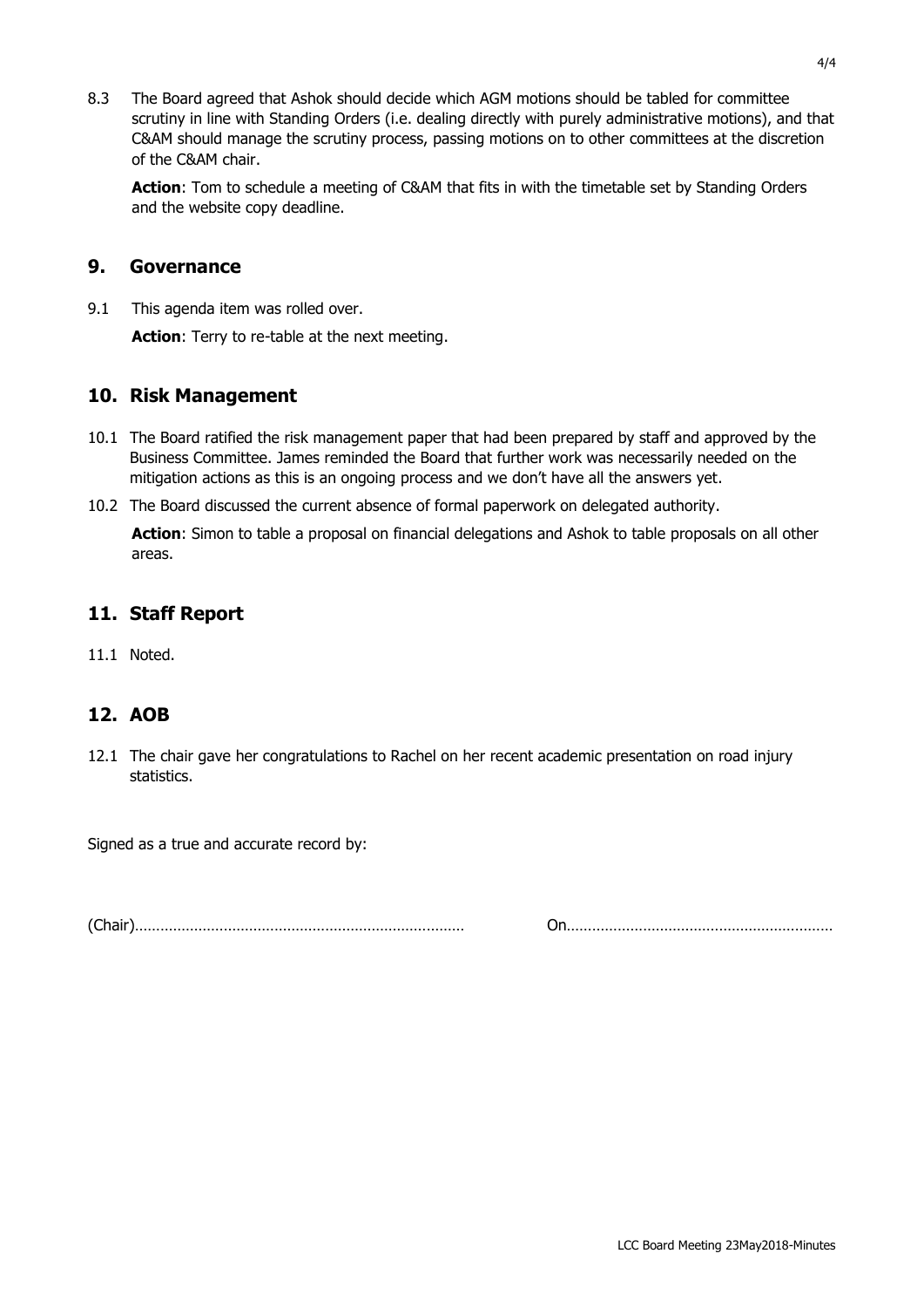8.3 The Board agreed that Ashok should decide which AGM motions should be tabled for committee scrutiny in line with Standing Orders (i.e. dealing directly with purely administrative motions), and that C&AM should manage the scrutiny process, passing motions on to other committees at the discretion of the C&AM chair.

**Action**: Tom to schedule a meeting of C&AM that fits in with the timetable set by Standing Orders and the website copy deadline.

## 9. Governance

9.1 This agenda item was rolled over.

**Action**: Terry to re-table at the next meeting.

## 10. Risk Management

10.1 The Board ratified the risk management paper that had been prepared by staff and approved by the Business Committee. James reminded the Board that further work was necessarily needed on the mitigation actions as this is an ongoing process and we don't have all the answers yet.

10.2 The Board discussed the current absence of formal paperwork on delegated authority.

**Action**: Simon to table a proposal on financial delegations and Ashok to table proposals on all other areas.

## 11. Staff Report

11.1 Noted.

## 12. AOB

12.1 The chair gave her congratulations to Rachel on her recent academic presentation on road injury statistics.

Signed as a true and accurate record by:

(Chair)…………………………………………………………………… On………………………………………………………